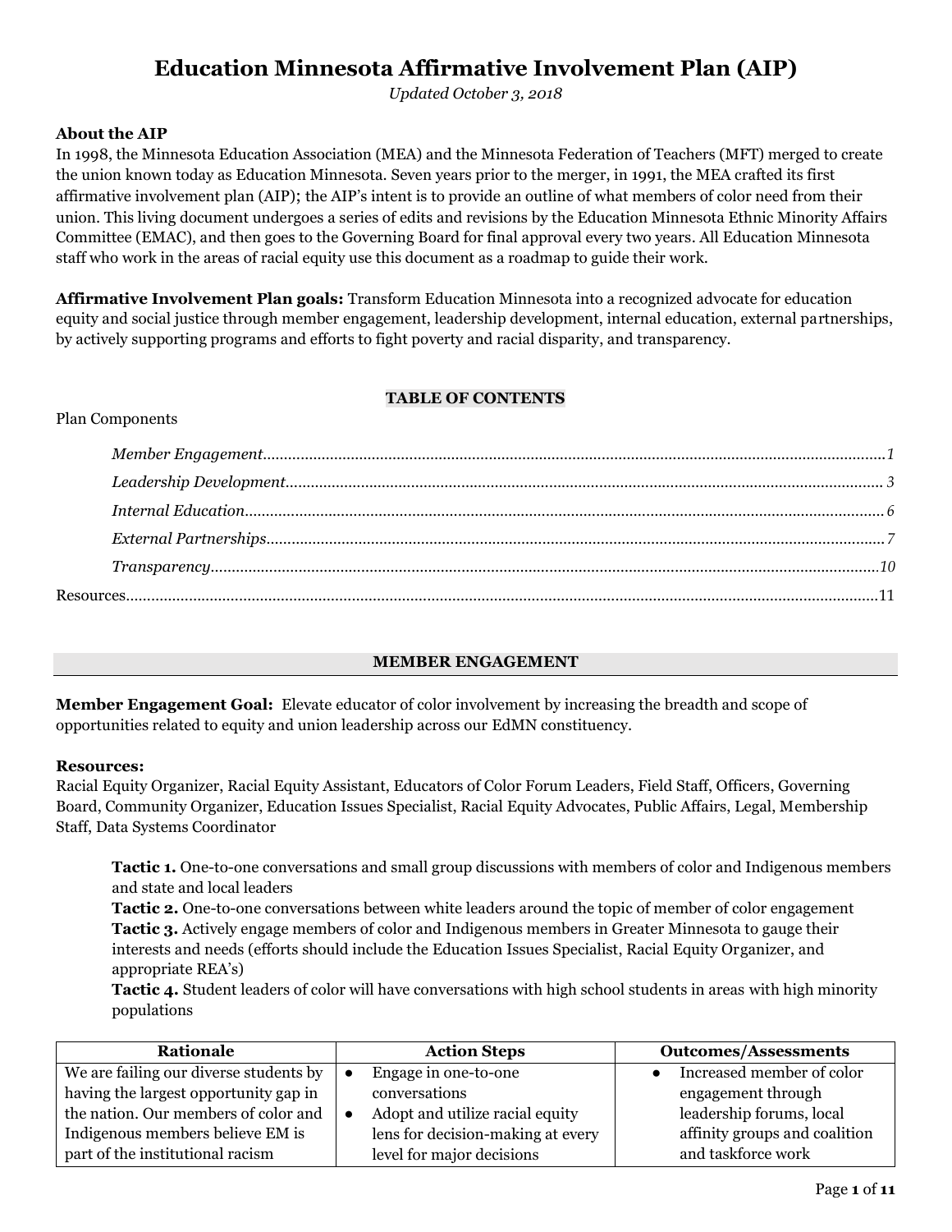# Education Minnesota Affirmative Involvement Plan (AIP)

*Updated October 3, 2018*

**About the AIP**

In 1998, the Minnesota Education Association (MEA) and the Minnesota Federation of Teachers (MFT) merged to create the union known today as Education Minnesota. Seven years prior to the merger, in 1991, the MEA crafted its first affirmative involvement plan (AIP); the AIP's intent is to provide an outline of what members of color need from their union. This living document undergoes a series of edits and revisions by the Education Minnesota Ethnic Minority Affairs Committee (EMAC), and then goes to the Governing Board for final approval every two years. All Education Minnesota staff who work in the areas of racial equity use this document as a roadmap to guide their work.

**Affirmative Involvement Plan goals:** Transform Education Minnesota into a recognized advocate for education equity and social justice through member engagement, leadership development, internal education, external partnerships, by actively supporting programs and efforts to fight poverty and racial disparity, and transparency.

**TABLE OF CONTENTS**

Plan Components

- *Member Engagement*......1
- *Leadership Development*......3
- *Internal Education*......6
- *External Partnerships*......7
- *Transparency*......10

Resources......11

## MEMBER ENGAGEMENT

**Member Engagement Goal:** Elevate educator of color involvement by increasing the breadth and scope of opportunities related to equity and union leadership across our EdMN constituency.

**Resources:**

Racial Equity Organizer, Racial Equity Assistant, Educators of Color Forum Leaders, Field Staff, Officers, Governing Board, Community Organizer, Education Issues Specialist, Racial Equity Advocates, Public Affairs, Legal, Membership Staff, Data Systems Coordinator

**Tactic 1.** One-to-one conversations and small group discussions with members of color and Indigenous members and state and local leaders

**Tactic 2.** One-to-one conversations between white leaders around the topic of member of color engagement

**Tactic 3.** Actively engage members of color and Indigenous members in Greater Minnesota to gauge their interests and needs (efforts should include the Education Issues Specialist, Racial Equity Organizer, and appropriate REA's)

**Tactic 4.** Student leaders of color will have conversations with high school students in areas with high minority populations

| Rationale | Action Steps | Outcomes/Assessments |
|---|---|---|
| We are failing our diverse students by having the largest opportunity gap in the nation. Our members of color and Indigenous members believe EM is part of the institutional racism | • Engage in one-to-one conversations<br>• Adopt and utilize racial equity lens for decision-making at every level for major decisions | • Increased member of color engagement through leadership forums, local affinity groups and coalition and taskforce work |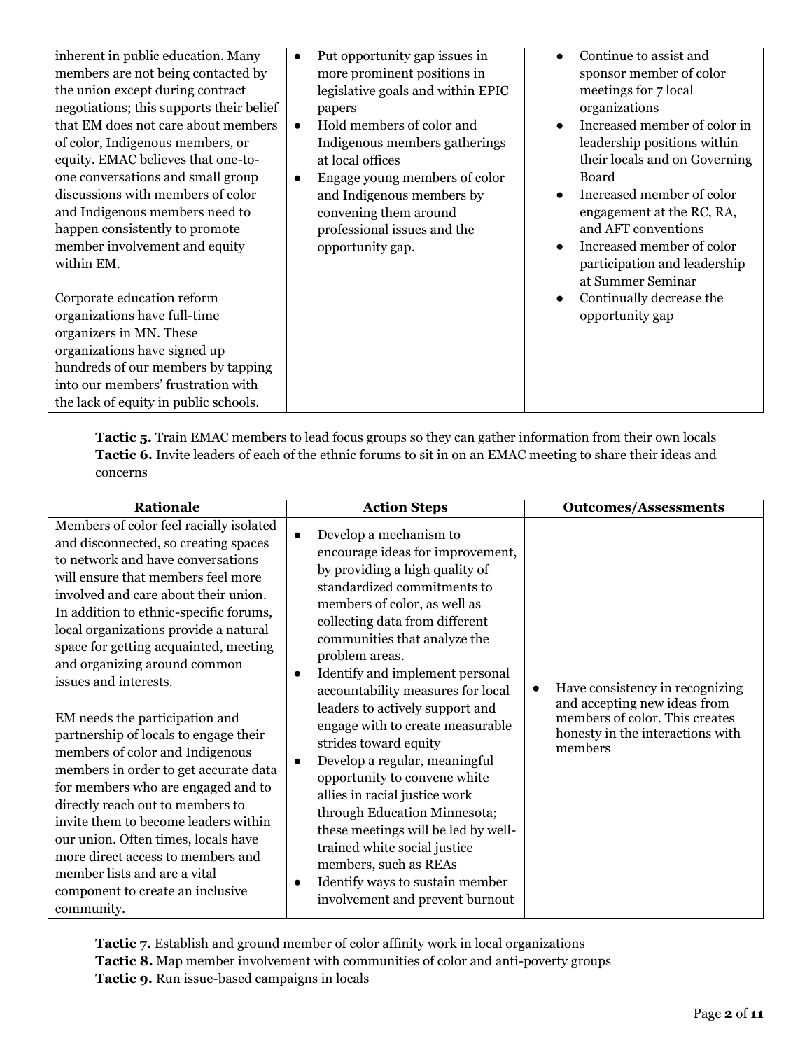| Rationale | Action Steps | Outcomes/Assessments |
| --- | --- | --- |
| inherent in public education. Many members are not being contacted by the union except during contract negotiations; this supports their belief that EM does not care about members of color, Indigenous members, or equity. EMAC believes that one-to-one conversations and small group discussions with members of color and Indigenous members need to happen consistently to promote member involvement and equity within EM.<br><br>Corporate education reform organizations have full-time organizers in MN. These organizations have signed up hundreds of our members by tapping into our members' frustration with the lack of equity in public schools. | • Put opportunity gap issues in more prominent positions in legislative goals and within EPIC papers<br>• Hold members of color and Indigenous members gatherings at local offices<br>• Engage young members of color and Indigenous members by convening them around professional issues and the opportunity gap. | • Continue to assist and sponsor member of color meetings for 7 local organizations<br>• Increased member of color in leadership positions within their locals and on Governing Board<br>• Increased member of color engagement at the RC, RA, and AFT conventions<br>• Increased member of color participation and leadership at Summer Seminar<br>• Continually decrease the opportunity gap |

**Tactic 5.** Train EMAC members to lead focus groups so they can gather information from their own locals
**Tactic 6.** Invite leaders of each of the ethnic forums to sit in on an EMAC meeting to share their ideas and concerns

| Rationale | Action Steps | Outcomes/Assessments |
| --- | --- | --- |
| Members of color feel racially isolated and disconnected, so creating spaces to network and have conversations will ensure that members feel more involved and care about their union. In addition to ethnic-specific forums, local organizations provide a natural space for getting acquainted, meeting and organizing around common issues and interests.<br><br>EM needs the participation and partnership of locals to engage their members of color and Indigenous members in order to get accurate data for members who are engaged and to directly reach out to members to invite them to become leaders within our union. Often times, locals have more direct access to members and member lists and are a vital component to create an inclusive community. | • Develop a mechanism to encourage ideas for improvement, by providing a high quality of standardized commitments to members of color, as well as collecting data from different communities that analyze the problem areas.<br>• Identify and implement personal accountability measures for local leaders to actively support and engage with to create measurable strides toward equity<br>• Develop a regular, meaningful opportunity to convene white allies in racial justice work through Education Minnesota; these meetings will be led by well-trained white social justice members, such as REAs<br>• Identify ways to sustain member involvement and prevent burnout | • Have consistency in recognizing and accepting new ideas from members of color. This creates honesty in the interactions with members |

**Tactic 7.** Establish and ground member of color affinity work in local organizations
**Tactic 8.** Map member involvement with communities of color and anti-poverty groups
**Tactic 9.** Run issue-based campaigns in locals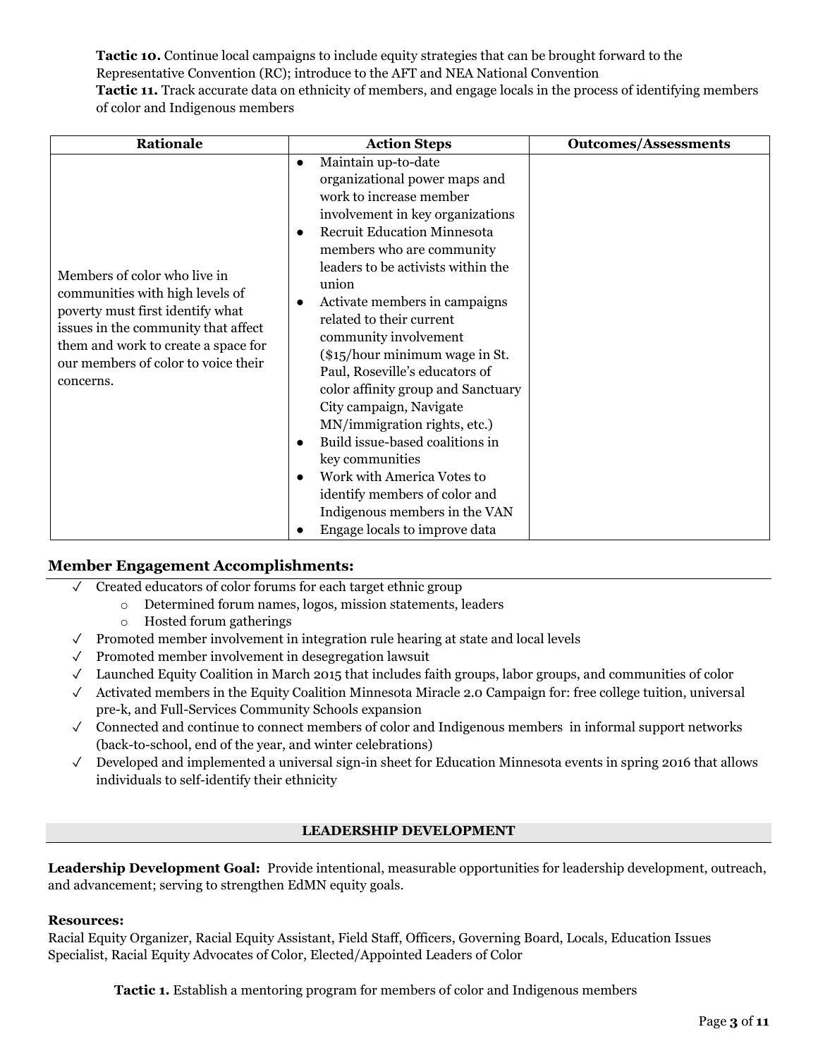**Tactic 10.** Continue local campaigns to include equity strategies that can be brought forward to the Representative Convention (RC); introduce to the AFT and NEA National Convention
**Tactic 11.** Track accurate data on ethnicity of members, and engage locals in the process of identifying members of color and Indigenous members

| Rationale | Action Steps | Outcomes/Assessments |
|---|---|---|
| Members of color who live in communities with high levels of poverty must first identify what issues in the community that affect them and work to create a space for our members of color to voice their concerns. | • Maintain up-to-date organizational power maps and work to increase member involvement in key organizations<br>• Recruit Education Minnesota members who are community leaders to be activists within the union<br>• Activate members in campaigns related to their current community involvement ($15/hour minimum wage in St. Paul, Roseville's educators of color affinity group and Sanctuary City campaign, Navigate MN/immigration rights, etc.)<br>• Build issue-based coalitions in key communities<br>• Work with America Votes to identify members of color and Indigenous members in the VAN<br>• Engage locals to improve data | |

## Member Engagement Accomplishments:

- ✓ Created educators of color forums for each target ethnic group
  - Determined forum names, logos, mission statements, leaders
  - Hosted forum gatherings
- ✓ Promoted member involvement in integration rule hearing at state and local levels
- ✓ Promoted member involvement in desegregation lawsuit
- ✓ Launched Equity Coalition in March 2015 that includes faith groups, labor groups, and communities of color
- ✓ Activated members in the Equity Coalition Minnesota Miracle 2.0 Campaign for: free college tuition, universal pre-k, and Full-Services Community Schools expansion
- ✓ Connected and continue to connect members of color and Indigenous members in informal support networks (back-to-school, end of the year, and winter celebrations)
- ✓ Developed and implemented a universal sign-in sheet for Education Minnesota events in spring 2016 that allows individuals to self-identify their ethnicity

## LEADERSHIP DEVELOPMENT

**Leadership Development Goal:** Provide intentional, measurable opportunities for leadership development, outreach, and advancement; serving to strengthen EdMN equity goals.

**Resources:**
Racial Equity Organizer, Racial Equity Assistant, Field Staff, Officers, Governing Board, Locals, Education Issues Specialist, Racial Equity Advocates of Color, Elected/Appointed Leaders of Color

**Tactic 1.** Establish a mentoring program for members of color and Indigenous members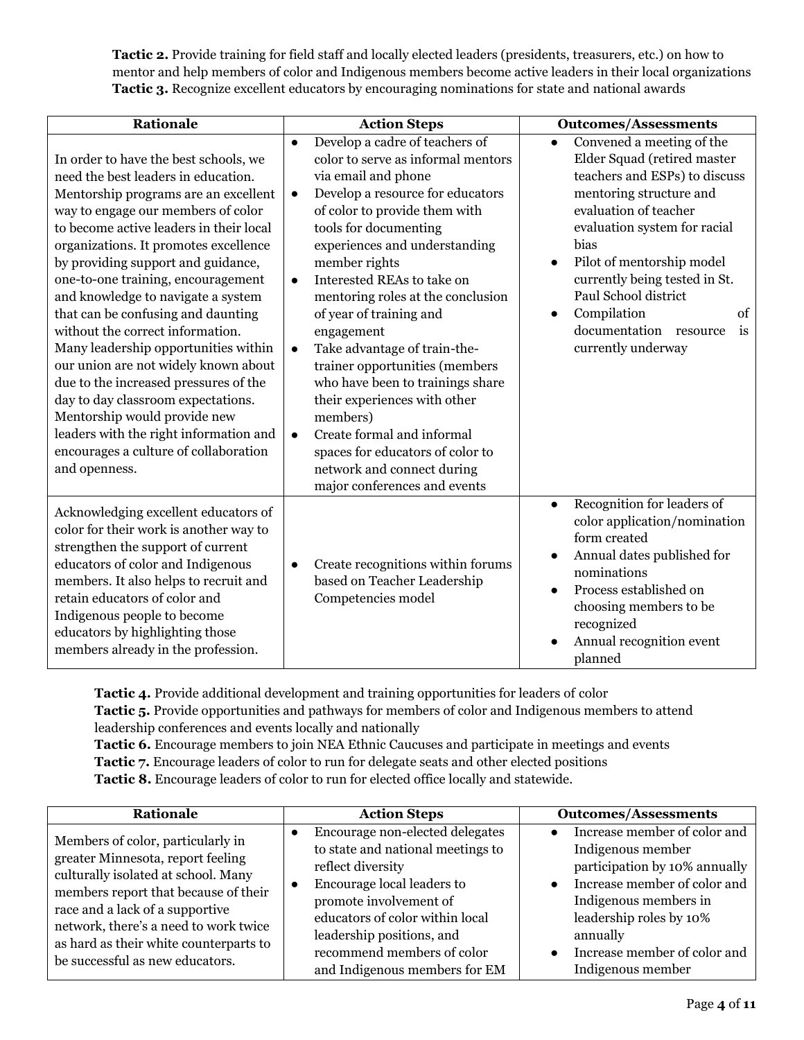**Tactic 2.** Provide training for field staff and locally elected leaders (presidents, treasurers, etc.) on how to mentor and help members of color and Indigenous members become active leaders in their local organizations
**Tactic 3.** Recognize excellent educators by encouraging nominations for state and national awards

| Rationale | Action Steps | Outcomes/Assessments |
| --- | --- | --- |
| In order to have the best schools, we need the best leaders in education. Mentorship programs are an excellent way to engage our members of color to become active leaders in their local organizations. It promotes excellence by providing support and guidance, one-to-one training, encouragement and knowledge to navigate a system that can be confusing and daunting without the correct information. Many leadership opportunities within our union are not widely known about due to the increased pressures of the day to day classroom expectations. Mentorship would provide new leaders with the right information and encourages a culture of collaboration and openness. | • Develop a cadre of teachers of color to serve as informal mentors via email and phone<br>• Develop a resource for educators of color to provide them with tools for documenting experiences and understanding member rights<br>• Interested REAs to take on mentoring roles at the conclusion of year of training and engagement<br>• Take advantage of train-the-trainer opportunities (members who have been to trainings share their experiences with other members)<br>• Create formal and informal spaces for educators of color to network and connect during major conferences and events | • Convened a meeting of the Elder Squad (retired master teachers and ESPs) to discuss mentoring structure and evaluation of teacher evaluation system for racial bias<br>• Pilot of mentorship model currently being tested in St. Paul School district<br>• Compilation of documentation resource is currently underway |
| Acknowledging excellent educators of color for their work is another way to strengthen the support of current educators of color and Indigenous members. It also helps to recruit and retain educators of color and Indigenous people to become educators by highlighting those members already in the profession. | • Create recognitions within forums based on Teacher Leadership Competencies model | • Recognition for leaders of color application/nomination form created<br>• Annual dates published for nominations<br>• Process established on choosing members to be recognized<br>• Annual recognition event planned |

**Tactic 4.** Provide additional development and training opportunities for leaders of color
**Tactic 5.** Provide opportunities and pathways for members of color and Indigenous members to attend leadership conferences and events locally and nationally
**Tactic 6.** Encourage members to join NEA Ethnic Caucuses and participate in meetings and events
**Tactic 7.** Encourage leaders of color to run for delegate seats and other elected positions
**Tactic 8.** Encourage leaders of color to run for elected office locally and statewide.

| Rationale | Action Steps | Outcomes/Assessments |
| --- | --- | --- |
| Members of color, particularly in greater Minnesota, report feeling culturally isolated at school. Many members report that because of their race and a lack of a supportive network, there's a need to work twice as hard as their white counterparts to be successful as new educators. | • Encourage non-elected delegates to state and national meetings to reflect diversity<br>• Encourage local leaders to promote involvement of educators of color within local leadership positions, and recommend members of color and Indigenous members for EM | • Increase member of color and Indigenous member participation by 10% annually<br>• Increase member of color and Indigenous members in leadership roles by 10% annually<br>• Increase member of color and Indigenous member |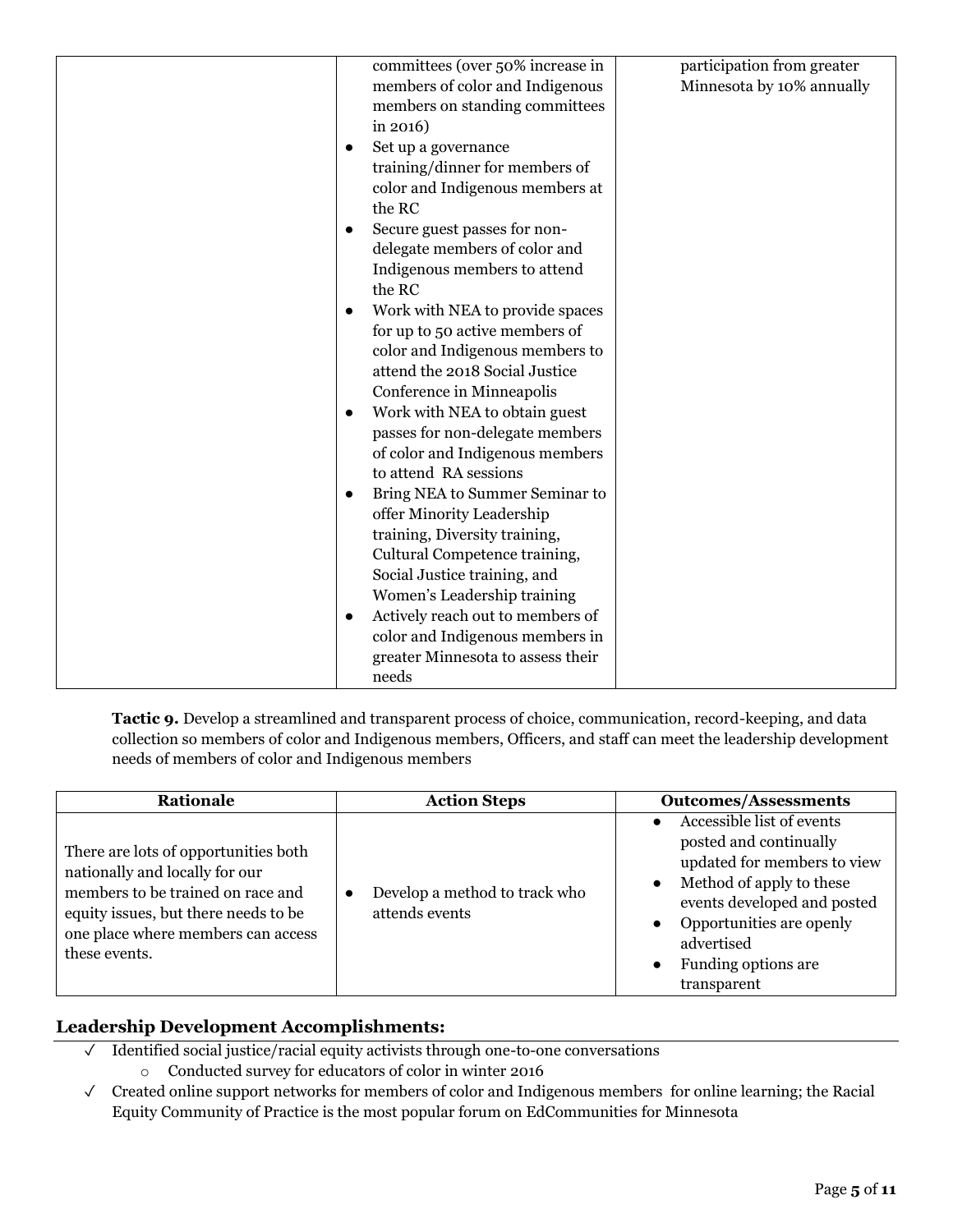| | | |
|---|---|---|
| | committees (over 50% increase in members of color and Indigenous members on standing committees in 2016)<br>● Set up a governance training/dinner for members of color and Indigenous members at the RC<br>● Secure guest passes for non-delegate members of color and Indigenous members to attend the RC<br>● Work with NEA to provide spaces for up to 50 active members of color and Indigenous members to attend the 2018 Social Justice Conference in Minneapolis<br>● Work with NEA to obtain guest passes for non-delegate members of color and Indigenous members to attend RA sessions<br>● Bring NEA to Summer Seminar to offer Minority Leadership training, Diversity training, Cultural Competence training, Social Justice training, and Women's Leadership training<br>● Actively reach out to members of color and Indigenous members in greater Minnesota to assess their needs | participation from greater Minnesota by 10% annually |

**Tactic 9.** Develop a streamlined and transparent process of choice, communication, record-keeping, and data collection so members of color and Indigenous members, Officers, and staff can meet the leadership development needs of members of color and Indigenous members

| Rationale | Action Steps | Outcomes/Assessments |
|---|---|---|
| There are lots of opportunities both nationally and locally for our members to be trained on race and equity issues, but there needs to be one place where members can access these events. | ● Develop a method to track who attends events | ● Accessible list of events posted and continually updated for members to view<br>● Method of apply to these events developed and posted<br>● Opportunities are openly advertised<br>● Funding options are transparent |

## Leadership Development Accomplishments:

- ✓ Identified social justice/racial equity activists through one-to-one conversations
  - o Conducted survey for educators of color in winter 2016
- ✓ Created online support networks for members of color and Indigenous members for online learning; the Racial Equity Community of Practice is the most popular forum on EdCommunities for Minnesota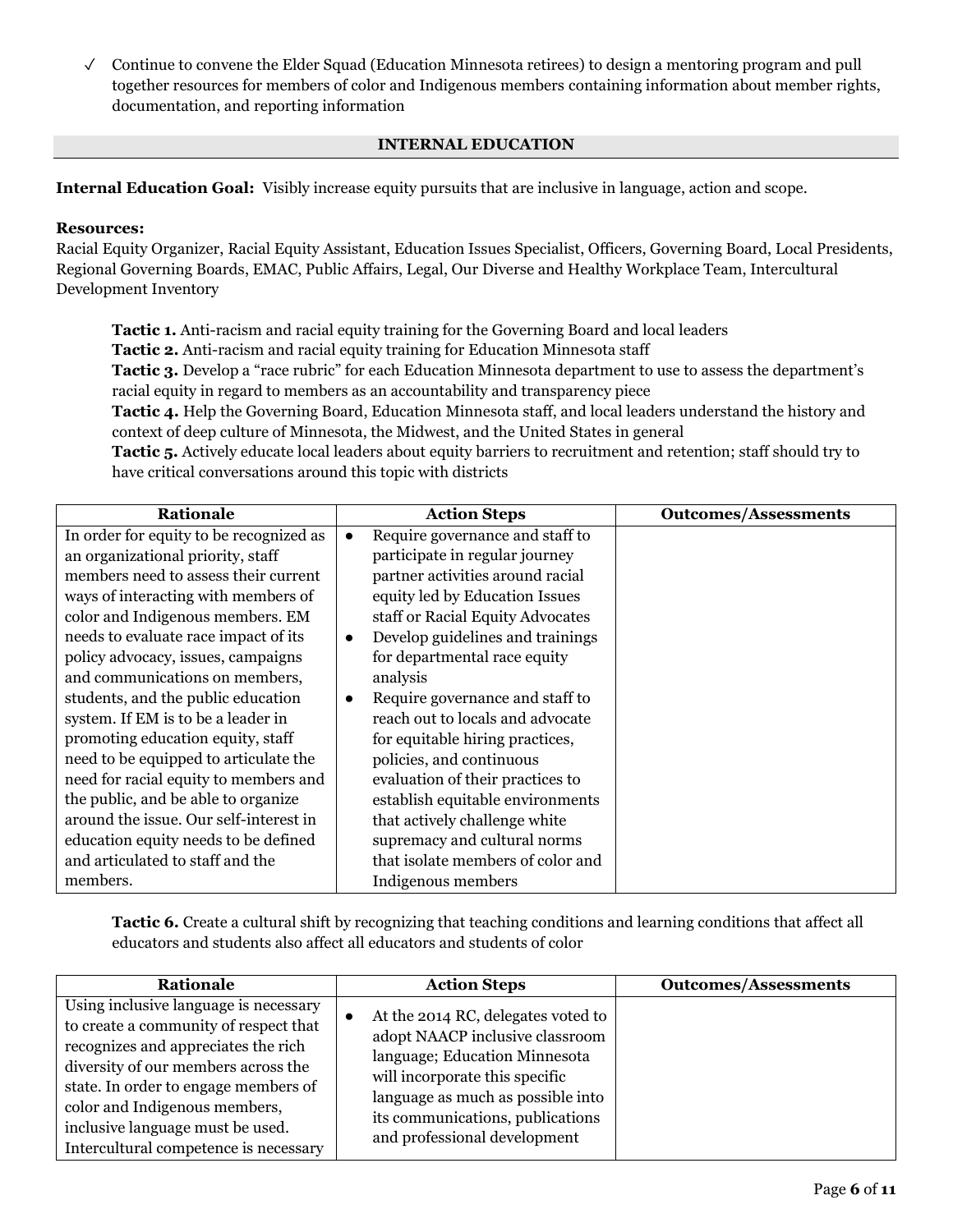✓ Continue to convene the Elder Squad (Education Minnesota retirees) to design a mentoring program and pull together resources for members of color and Indigenous members containing information about member rights, documentation, and reporting information

## INTERNAL EDUCATION

**Internal Education Goal:** Visibly increase equity pursuits that are inclusive in language, action and scope.

**Resources:**
Racial Equity Organizer, Racial Equity Assistant, Education Issues Specialist, Officers, Governing Board, Local Presidents, Regional Governing Boards, EMAC, Public Affairs, Legal, Our Diverse and Healthy Workplace Team, Intercultural Development Inventory

**Tactic 1.** Anti-racism and racial equity training for the Governing Board and local leaders
**Tactic 2.** Anti-racism and racial equity training for Education Minnesota staff
**Tactic 3.** Develop a "race rubric" for each Education Minnesota department to use to assess the department's racial equity in regard to members as an accountability and transparency piece
**Tactic 4.** Help the Governing Board, Education Minnesota staff, and local leaders understand the history and context of deep culture of Minnesota, the Midwest, and the United States in general
**Tactic 5.** Actively educate local leaders about equity barriers to recruitment and retention; staff should try to have critical conversations around this topic with districts

| Rationale | Action Steps | Outcomes/Assessments |
|---|---|---|
| In order for equity to be recognized as an organizational priority, staff members need to assess their current ways of interacting with members of color and Indigenous members. EM needs to evaluate race impact of its policy advocacy, issues, campaigns and communications on members, students, and the public education system. If EM is to be a leader in promoting education equity, staff need to be equipped to articulate the need for racial equity to members and the public, and be able to organize around the issue. Our self-interest in education equity needs to be defined and articulated to staff and the members. | • Require governance and staff to participate in regular journey partner activities around racial equity led by Education Issues staff or Racial Equity Advocates<br>• Develop guidelines and trainings for departmental race equity analysis<br>• Require governance and staff to reach out to locals and advocate for equitable hiring practices, policies, and continuous evaluation of their practices to establish equitable environments that actively challenge white supremacy and cultural norms that isolate members of color and Indigenous members | |

**Tactic 6.** Create a cultural shift by recognizing that teaching conditions and learning conditions that affect all educators and students also affect all educators and students of color

| Rationale | Action Steps | Outcomes/Assessments |
|---|---|---|
| Using inclusive language is necessary to create a community of respect that recognizes and appreciates the rich diversity of our members across the state. In order to engage members of color and Indigenous members, inclusive language must be used. Intercultural competence is necessary | • At the 2014 RC, delegates voted to adopt NAACP inclusive classroom language; Education Minnesota will incorporate this specific language as much as possible into its communications, publications and professional development | |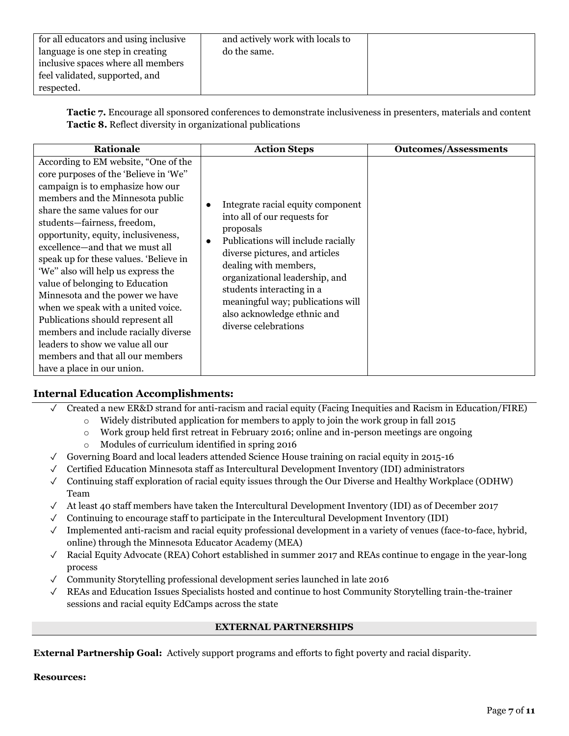| | | |
|---|---|---|
| for all educators and using inclusive language is one step in creating inclusive spaces where all members feel validated, supported, and respected. | and actively work with locals to do the same. | |

**Tactic 7.** Encourage all sponsored conferences to demonstrate inclusiveness in presenters, materials and content
**Tactic 8.** Reflect diversity in organizational publications

| Rationale | Action Steps | Outcomes/Assessments |
|---|---|---|
| According to EM website, "One of the core purposes of the 'Believe in 'We" campaign is to emphasize how our members and the Minnesota public share the same values for our students—fairness, freedom, opportunity, equity, inclusiveness, excellence—and that we must all speak up for these values. 'Believe in 'We" also will help us express the value of belonging to Education Minnesota and the power we have when we speak with a united voice. Publications should represent all members and include racially diverse leaders to show we value all our members and that all our members have a place in our union. | • Integrate racial equity component into all of our requests for proposals<br>• Publications will include racially diverse pictures, and articles dealing with members, organizational leadership, and students interacting in a meaningful way; publications will also acknowledge ethnic and diverse celebrations | |

## Internal Education Accomplishments:

- ✓ Created a new ER&D strand for anti-racism and racial equity (Facing Inequities and Racism in Education/FIRE)
  - Widely distributed application for members to apply to join the work group in fall 2015
  - Work group held first retreat in February 2016; online and in-person meetings are ongoing
  - Modules of curriculum identified in spring 2016
- ✓ Governing Board and local leaders attended Science House training on racial equity in 2015-16
- ✓ Certified Education Minnesota staff as Intercultural Development Inventory (IDI) administrators
- ✓ Continuing staff exploration of racial equity issues through the Our Diverse and Healthy Workplace (ODHW) Team
- ✓ At least 40 staff members have taken the Intercultural Development Inventory (IDI) as of December 2017
- ✓ Continuing to encourage staff to participate in the Intercultural Development Inventory (IDI)
- ✓ Implemented anti-racism and racial equity professional development in a variety of venues (face-to-face, hybrid, online) through the Minnesota Educator Academy (MEA)
- ✓ Racial Equity Advocate (REA) Cohort established in summer 2017 and REAs continue to engage in the year-long process
- ✓ Community Storytelling professional development series launched in late 2016
- ✓ REAs and Education Issues Specialists hosted and continue to host Community Storytelling train-the-trainer sessions and racial equity EdCamps across the state

## EXTERNAL PARTNERSHIPS

**External Partnership Goal:** Actively support programs and efforts to fight poverty and racial disparity.

**Resources:**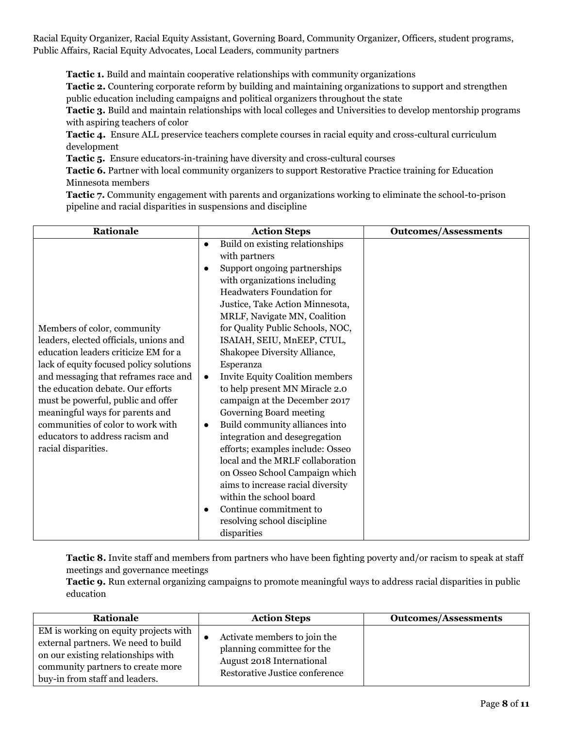Racial Equity Organizer, Racial Equity Assistant, Governing Board, Community Organizer, Officers, student programs, Public Affairs, Racial Equity Advocates, Local Leaders, community partners

**Tactic 1.** Build and maintain cooperative relationships with community organizations

**Tactic 2.** Countering corporate reform by building and maintaining organizations to support and strengthen public education including campaigns and political organizers throughout the state

**Tactic 3.** Build and maintain relationships with local colleges and Universities to develop mentorship programs with aspiring teachers of color

**Tactic 4.** Ensure ALL preservice teachers complete courses in racial equity and cross-cultural curriculum development

**Tactic 5.** Ensure educators-in-training have diversity and cross-cultural courses

**Tactic 6.** Partner with local community organizers to support Restorative Practice training for Education Minnesota members

**Tactic 7.** Community engagement with parents and organizations working to eliminate the school-to-prison pipeline and racial disparities in suspensions and discipline

| Rationale | Action Steps | Outcomes/Assessments |
|---|---|---|
| Members of color, community leaders, elected officials, unions and education leaders criticize EM for a lack of equity focused policy solutions and messaging that reframes race and the education debate. Our efforts must be powerful, public and offer meaningful ways for parents and communities of color to work with educators to address racism and racial disparities. | • Build on existing relationships with partners<br>• Support ongoing partnerships with organizations including Headwaters Foundation for Justice, Take Action Minnesota, MRLF, Navigate MN, Coalition for Quality Public Schools, NOC, ISAIAH, SEIU, MnEEP, CTUL, Shakopee Diversity Alliance, Esperanza<br>• Invite Equity Coalition members to help present MN Miracle 2.0 campaign at the December 2017 Governing Board meeting<br>• Build community alliances into integration and desegregation efforts; examples include: Osseo local and the MRLF collaboration on Osseo School Campaign which aims to increase racial diversity within the school board<br>• Continue commitment to resolving school discipline disparities | |

**Tactic 8.** Invite staff and members from partners who have been fighting poverty and/or racism to speak at staff meetings and governance meetings

**Tactic 9.** Run external organizing campaigns to promote meaningful ways to address racial disparities in public education

| Rationale | Action Steps | Outcomes/Assessments |
|---|---|---|
| EM is working on equity projects with external partners. We need to build on our existing relationships with community partners to create more buy-in from staff and leaders. | • Activate members to join the planning committee for the August 2018 International Restorative Justice conference | |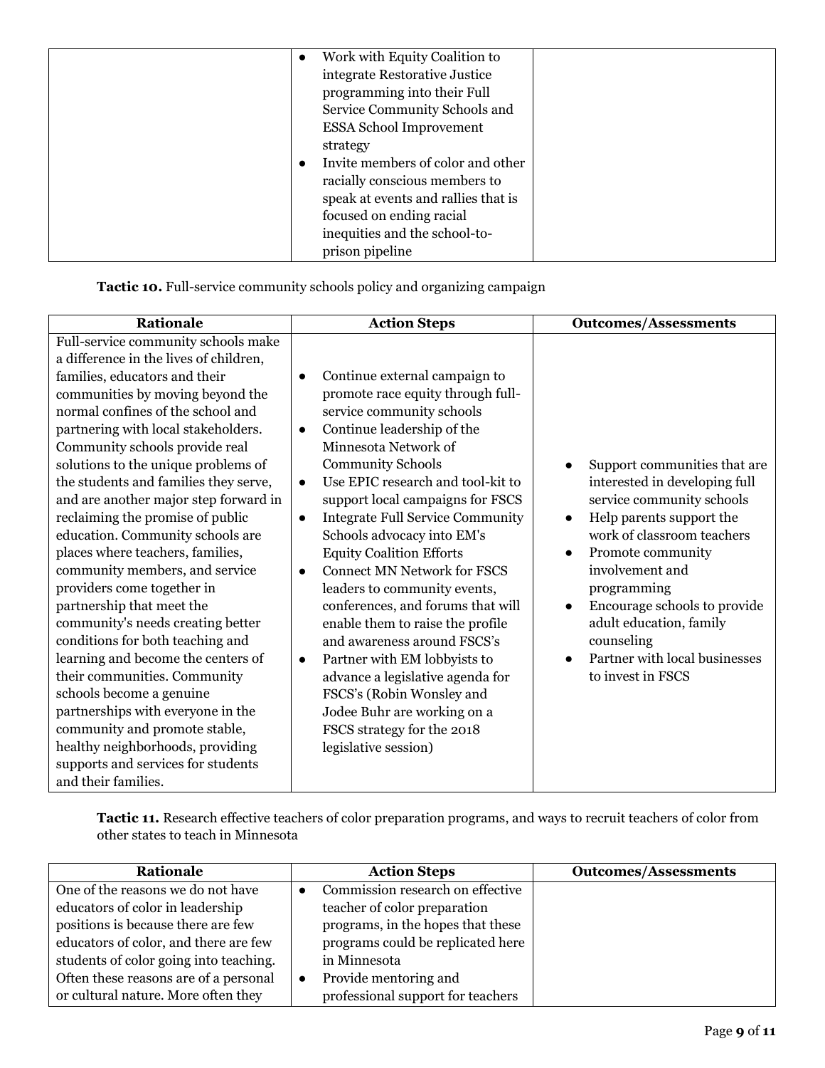| | | |
|---|---|---|
| | • Work with Equity Coalition to integrate Restorative Justice programming into their Full Service Community Schools and ESSA School Improvement strategy<br>• Invite members of color and other racially conscious members to speak at events and rallies that is focused on ending racial inequities and the school-to-prison pipeline | |

**Tactic 10.** Full-service community schools policy and organizing campaign

| Rationale | Action Steps | Outcomes/Assessments |
|---|---|---|
| Full-service community schools make a difference in the lives of children, families, educators and their communities by moving beyond the normal confines of the school and partnering with local stakeholders. Community schools provide real solutions to the unique problems of the students and families they serve, and are another major step forward in reclaiming the promise of public education. Community schools are places where teachers, families, community members, and service providers come together in partnership that meet the community's needs creating better conditions for both teaching and learning and become the centers of their communities. Community schools become a genuine partnerships with everyone in the community and promote stable, healthy neighborhoods, providing supports and services for students and their families. | • Continue external campaign to promote race equity through full-service community schools<br>• Continue leadership of the Minnesota Network of Community Schools<br>• Use EPIC research and tool-kit to support local campaigns for FSCS<br>• Integrate Full Service Community Schools advocacy into EM's Equity Coalition Efforts<br>• Connect MN Network for FSCS leaders to community events, conferences, and forums that will enable them to raise the profile and awareness around FSCS's<br>• Partner with EM lobbyists to advance a legislative agenda for FSCS's (Robin Wonsley and Jodee Buhr are working on a FSCS strategy for the 2018 legislative session) | • Support communities that are interested in developing full service community schools<br>• Help parents support the work of classroom teachers<br>• Promote community involvement and programming<br>• Encourage schools to provide adult education, family counseling<br>• Partner with local businesses to invest in FSCS |

**Tactic 11.** Research effective teachers of color preparation programs, and ways to recruit teachers of color from other states to teach in Minnesota

| Rationale | Action Steps | Outcomes/Assessments |
|---|---|---|
| One of the reasons we do not have educators of color in leadership positions is because there are few educators of color, and there are few students of color going into teaching. Often these reasons are of a personal or cultural nature. More often they | • Commission research on effective teacher of color preparation programs, in the hopes that these programs could be replicated here in Minnesota<br>• Provide mentoring and professional support for teachers | |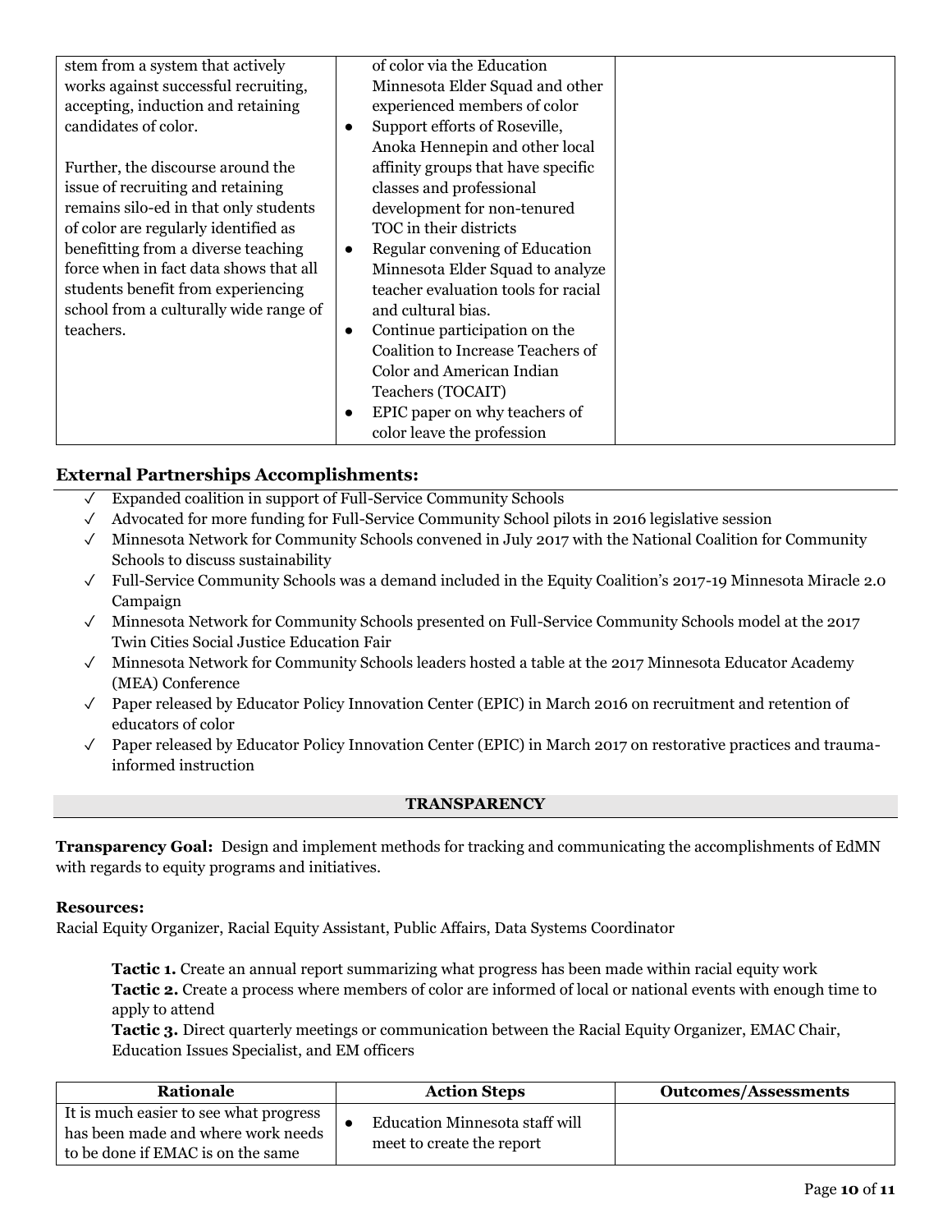| | | |
|---|---|---|
| stem from a system that actively works against successful recruiting, accepting, induction and retaining candidates of color.<br><br>Further, the discourse around the issue of recruiting and retaining remains silo-ed in that only students of color are regularly identified as benefitting from a diverse teaching force when in fact data shows that all students benefit from experiencing school from a culturally wide range of teachers. | of color via the Education Minnesota Elder Squad and other experienced members of color<br>● Support efforts of Roseville, Anoka Hennepin and other local affinity groups that have specific classes and professional development for non-tenured TOC in their districts<br>● Regular convening of Education Minnesota Elder Squad to analyze teacher evaluation tools for racial and cultural bias.<br>● Continue participation on the Coalition to Increase Teachers of Color and American Indian Teachers (TOCAIT)<br>● EPIC paper on why teachers of color leave the profession | |

## External Partnerships Accomplishments:

- ✓ Expanded coalition in support of Full-Service Community Schools
- ✓ Advocated for more funding for Full-Service Community School pilots in 2016 legislative session
- ✓ Minnesota Network for Community Schools convened in July 2017 with the National Coalition for Community Schools to discuss sustainability
- ✓ Full-Service Community Schools was a demand included in the Equity Coalition's 2017-19 Minnesota Miracle 2.0 Campaign
- ✓ Minnesota Network for Community Schools presented on Full-Service Community Schools model at the 2017 Twin Cities Social Justice Education Fair
- ✓ Minnesota Network for Community Schools leaders hosted a table at the 2017 Minnesota Educator Academy (MEA) Conference
- ✓ Paper released by Educator Policy Innovation Center (EPIC) in March 2016 on recruitment and retention of educators of color
- ✓ Paper released by Educator Policy Innovation Center (EPIC) in March 2017 on restorative practices and trauma-informed instruction

## TRANSPARENCY

**Transparency Goal:** Design and implement methods for tracking and communicating the accomplishments of EdMN with regards to equity programs and initiatives.

**Resources:**
Racial Equity Organizer, Racial Equity Assistant, Public Affairs, Data Systems Coordinator

**Tactic 1.** Create an annual report summarizing what progress has been made within racial equity work
**Tactic 2.** Create a process where members of color are informed of local or national events with enough time to apply to attend
**Tactic 3.** Direct quarterly meetings or communication between the Racial Equity Organizer, EMAC Chair, Education Issues Specialist, and EM officers

| Rationale | Action Steps | Outcomes/Assessments |
|---|---|---|
| It is much easier to see what progress has been made and where work needs to be done if EMAC is on the same | ● Education Minnesota staff will meet to create the report | |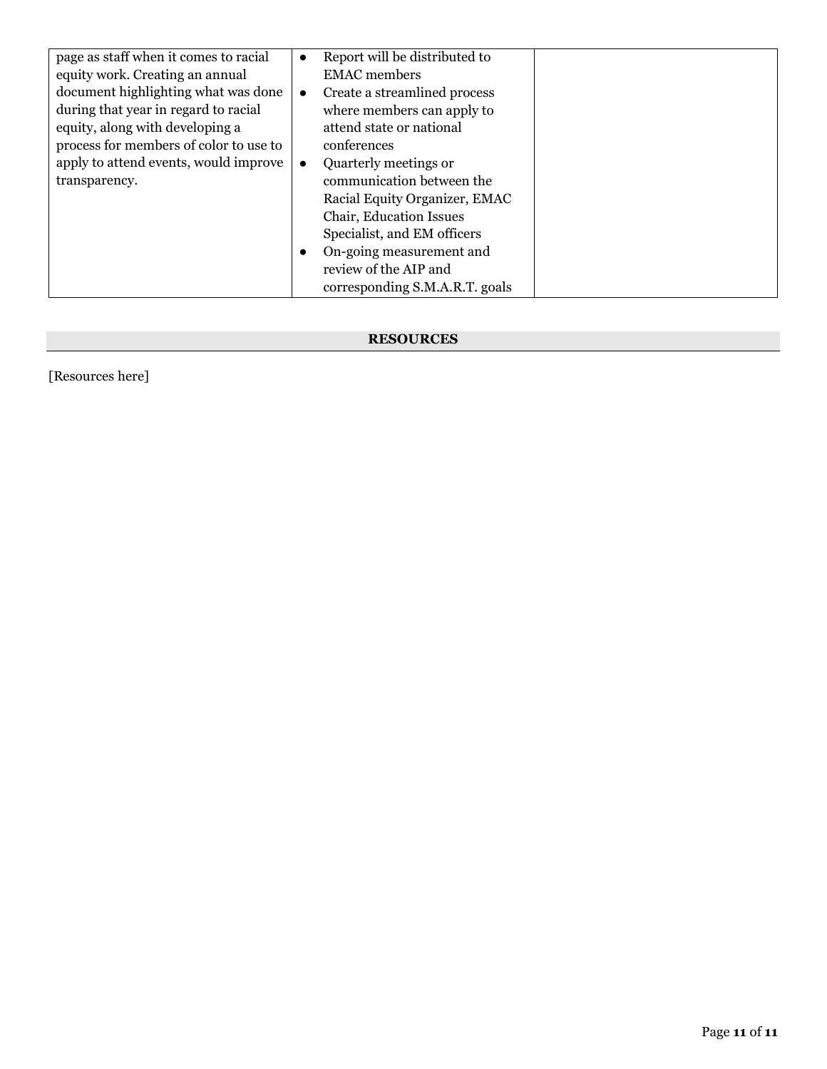| | | |
|---|---|---|
| page as staff when it comes to racial equity work. Creating an annual document highlighting what was done during that year in regard to racial equity, along with developing a process for members of color to use to apply to attend events, would improve transparency. | • Report will be distributed to EMAC members<br>• Create a streamlined process where members can apply to attend state or national conferences<br>• Quarterly meetings or communication between the Racial Equity Organizer, EMAC Chair, Education Issues Specialist, and EM officers<br>• On-going measurement and review of the AIP and corresponding S.M.A.R.T. goals | |

## RESOURCES

[Resources here]